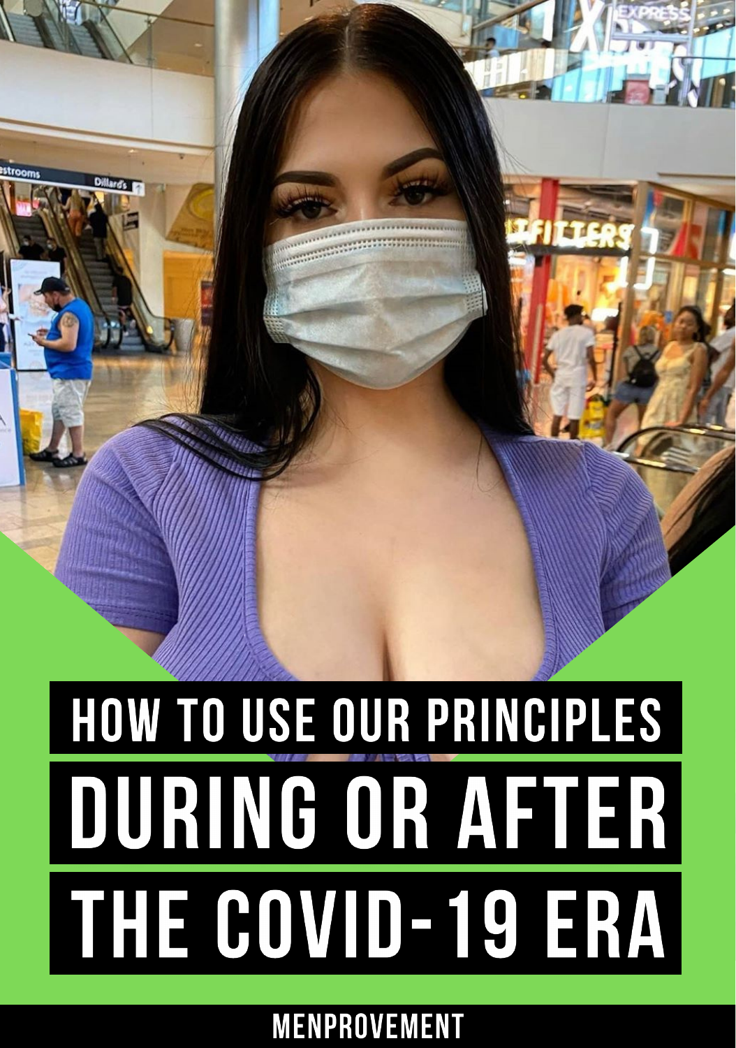# HOW TO USE OUR PRINCIPLES DURING OR AFTER THE COVID-19 ERA

MENPROVEMENT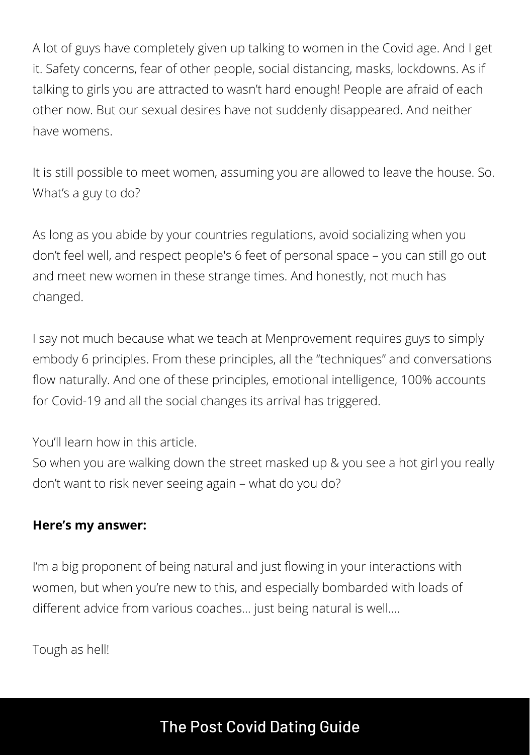A lot of guys have completely given up talking to women in the Covid age. And I get it. Safety concerns, fear of other people, social distancing, masks, lockdowns. As if talking to girls you are attracted to wasn't hard enough! People are afraid of each other now. But our sexual desires have not suddenly disappeared. And neither have womens.

It is still possible to meet women, assuming you are allowed to leave the house. So. What's a guy to do?

As long as you abide by your countries regulations, avoid socializing when you don't feel well, and respect people's 6 feet of personal space – you can still go out and meet new women in these strange times. And honestly, not much has changed.

I say not much because what we teach at Menprovement requires guys to simply embody 6 principles. From these principles, all the "techniques" and conversations flow naturally. And one of these principles, emotional intelligence, 100% accounts for Covid-19 and all the social changes its arrival has triggered.

You'll learn how in this article.
So when you are walking down the street masked up & you see a hot girl you really don't want to risk never seeing again – what do you do?

**Here's my answer:**

I'm a big proponent of being natural and just flowing in your interactions with women, but when you're new to this, and especially bombarded with loads of different advice from various coaches... just being natural is well....

Tough as hell!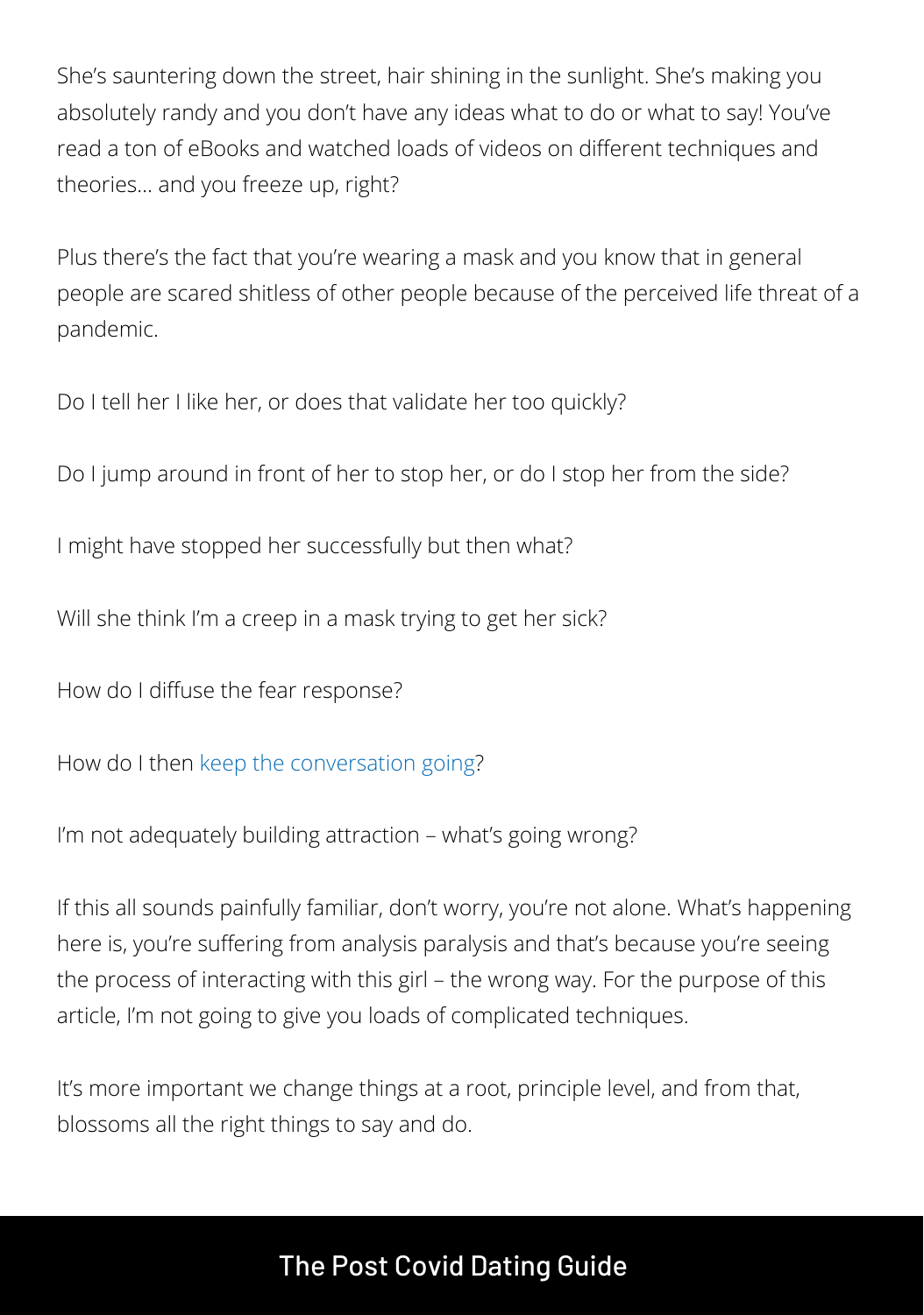She's sauntering down the street, hair shining in the sunlight. She's making you absolutely randy and you don't have any ideas what to do or what to say! You've read a ton of eBooks and watched loads of videos on different techniques and theories... and you freeze up, right?

Plus there's the fact that you're wearing a mask and you know that in general people are scared shitless of other people because of the perceived life threat of a pandemic.

Do I tell her I like her, or does that validate her too quickly?

Do I jump around in front of her to stop her, or do I stop her from the side?

I might have stopped her successfully but then what?

Will she think I'm a creep in a mask trying to get her sick?

How do I diffuse the fear response?

How do I then keep the conversation going?

I'm not adequately building attraction – what's going wrong?

If this all sounds painfully familiar, don't worry, you're not alone. What's happening here is, you're suffering from analysis paralysis and that's because you're seeing the process of interacting with this girl – the wrong way. For the purpose of this article, I'm not going to give you loads of complicated techniques.

It's more important we change things at a root, principle level, and from that, blossoms all the right things to say and do.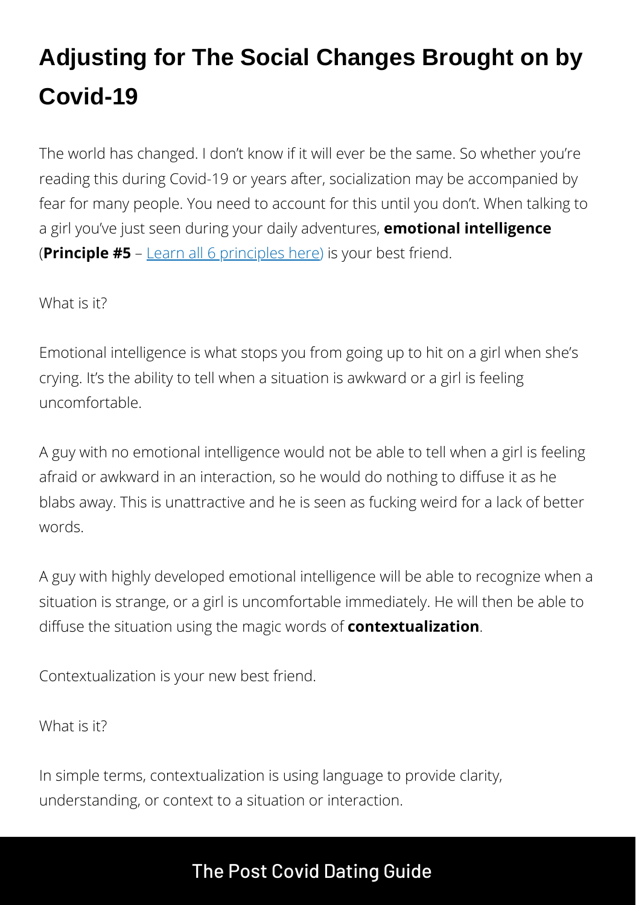# Adjusting for The Social Changes Brought on by Covid-19

The world has changed. I don't know if it will ever be the same. So whether you're reading this during Covid-19 or years after, socialization may be accompanied by fear for many people. You need to account for this until you don't. When talking to a girl you've just seen during your daily adventures, **emotional intelligence** (**Principle #5** – [Learn all 6 principles here)](#) is your best friend.

What is it?

Emotional intelligence is what stops you from going up to hit on a girl when she's crying. It's the ability to tell when a situation is awkward or a girl is feeling uncomfortable.

A guy with no emotional intelligence would not be able to tell when a girl is feeling afraid or awkward in an interaction, so he would do nothing to diffuse it as he blabs away. This is unattractive and he is seen as fucking weird for a lack of better words.

A guy with highly developed emotional intelligence will be able to recognize when a situation is strange, or a girl is uncomfortable immediately. He will then be able to diffuse the situation using the magic words of **contextualization**.

Contextualization is your new best friend.

What is it?

In simple terms, contextualization is using language to provide clarity, understanding, or context to a situation or interaction.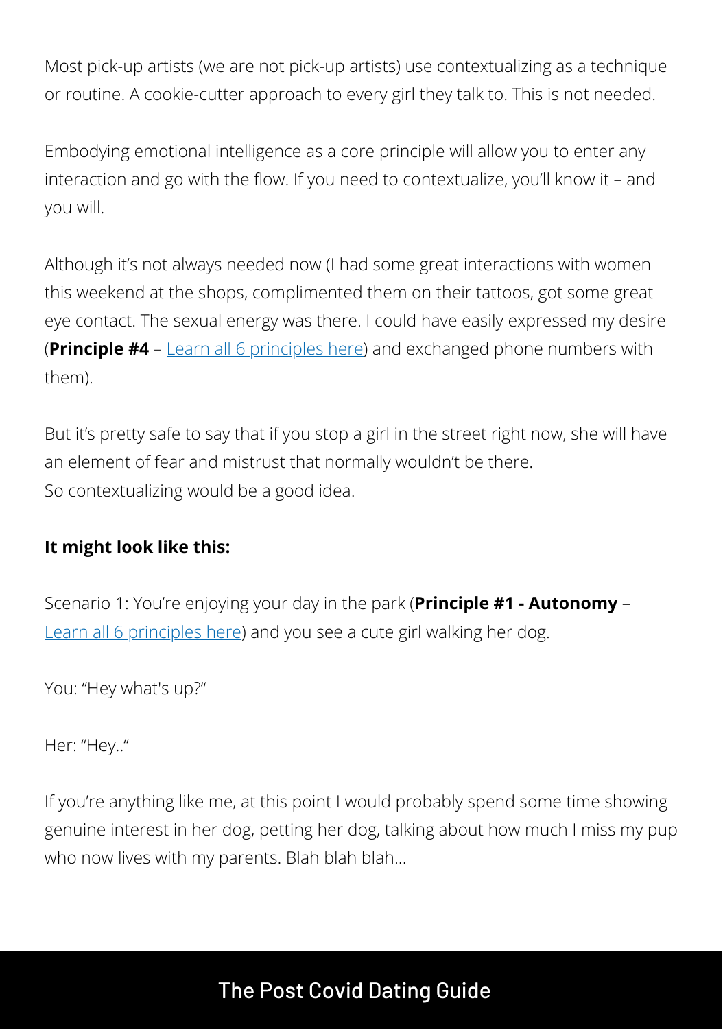Most pick-up artists (we are not pick-up artists) use contextualizing as a technique or routine. A cookie-cutter approach to every girl they talk to. This is not needed.

Embodying emotional intelligence as a core principle will allow you to enter any interaction and go with the flow. If you need to contextualize, you'll know it – and you will.

Although it's not always needed now (I had some great interactions with women this weekend at the shops, complimented them on their tattoos, got some great eye contact. The sexual energy was there. I could have easily expressed my desire (**Principle #4** – [Learn all 6 principles here]) and exchanged phone numbers with them).

But it's pretty safe to say that if you stop a girl in the street right now, she will have an element of fear and mistrust that normally wouldn't be there.
So contextualizing would be a good idea.

**It might look like this:**

Scenario 1: You're enjoying your day in the park (**Principle #1 - Autonomy** – [Learn all 6 principles here]) and you see a cute girl walking her dog.

You: "Hey what's up?"

Her: "Hey.."

If you're anything like me, at this point I would probably spend some time showing genuine interest in her dog, petting her dog, talking about how much I miss my pup who now lives with my parents. Blah blah blah...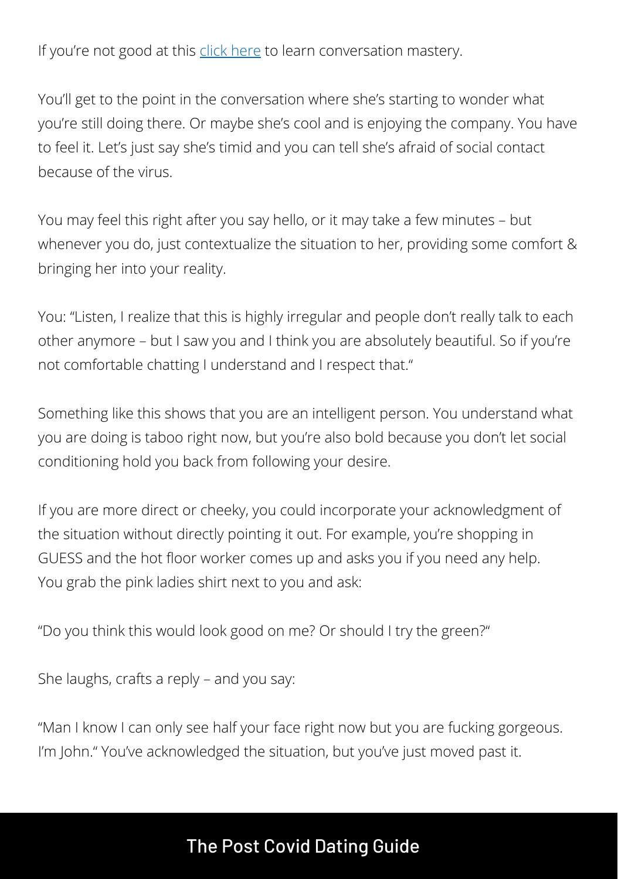If you're not good at this [click here](#) to learn conversation mastery.

You'll get to the point in the conversation where she's starting to wonder what you're still doing there. Or maybe she's cool and is enjoying the company. You have to feel it. Let's just say she's timid and you can tell she's afraid of social contact because of the virus.

You may feel this right after you say hello, or it may take a few minutes – but whenever you do, just contextualize the situation to her, providing some comfort & bringing her into your reality.

You: "Listen, I realize that this is highly irregular and people don't really talk to each other anymore – but I saw you and I think you are absolutely beautiful. So if you're not comfortable chatting I understand and I respect that."

Something like this shows that you are an intelligent person. You understand what you are doing is taboo right now, but you're also bold because you don't let social conditioning hold you back from following your desire.

If you are more direct or cheeky, you could incorporate your acknowledgment of the situation without directly pointing it out. For example, you're shopping in GUESS and the hot floor worker comes up and asks you if you need any help. You grab the pink ladies shirt next to you and ask:

"Do you think this would look good on me? Or should I try the green?"

She laughs, crafts a reply – and you say:

"Man I know I can only see half your face right now but you are fucking gorgeous. I'm John." You've acknowledged the situation, but you've just moved past it.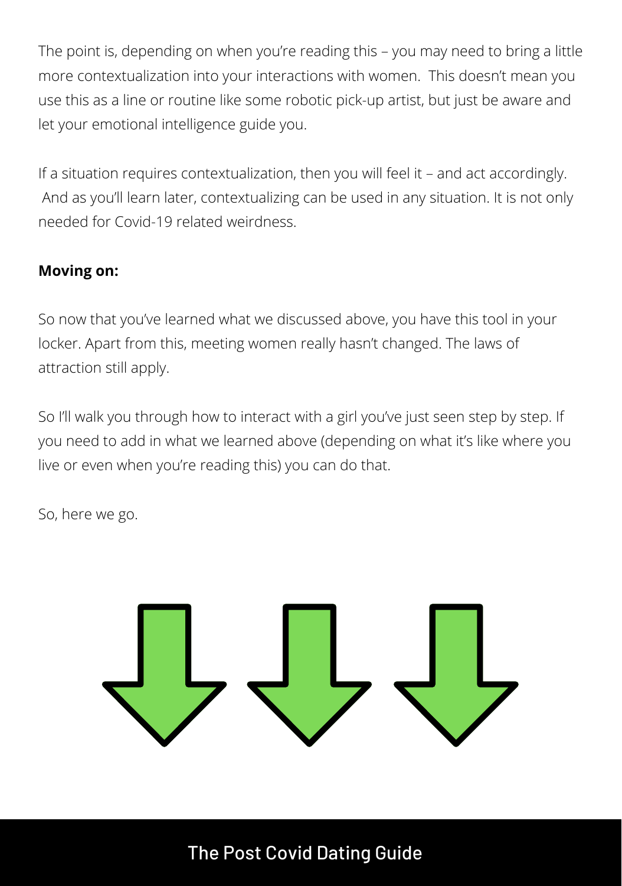The point is, depending on when you're reading this – you may need to bring a little more contextualization into your interactions with women. This doesn't mean you use this as a line or routine like some robotic pick-up artist, but just be aware and let your emotional intelligence guide you.

If a situation requires contextualization, then you will feel it – and act accordingly. And as you'll learn later, contextualizing can be used in any situation. It is not only needed for Covid-19 related weirdness.

**Moving on:**

So now that you've learned what we discussed above, you have this tool in your locker. Apart from this, meeting women really hasn't changed. The laws of attraction still apply.

So I'll walk you through how to interact with a girl you've just seen step by step. If you need to add in what we learned above (depending on what it's like where you live or even when you're reading this) you can do that.

So, here we go.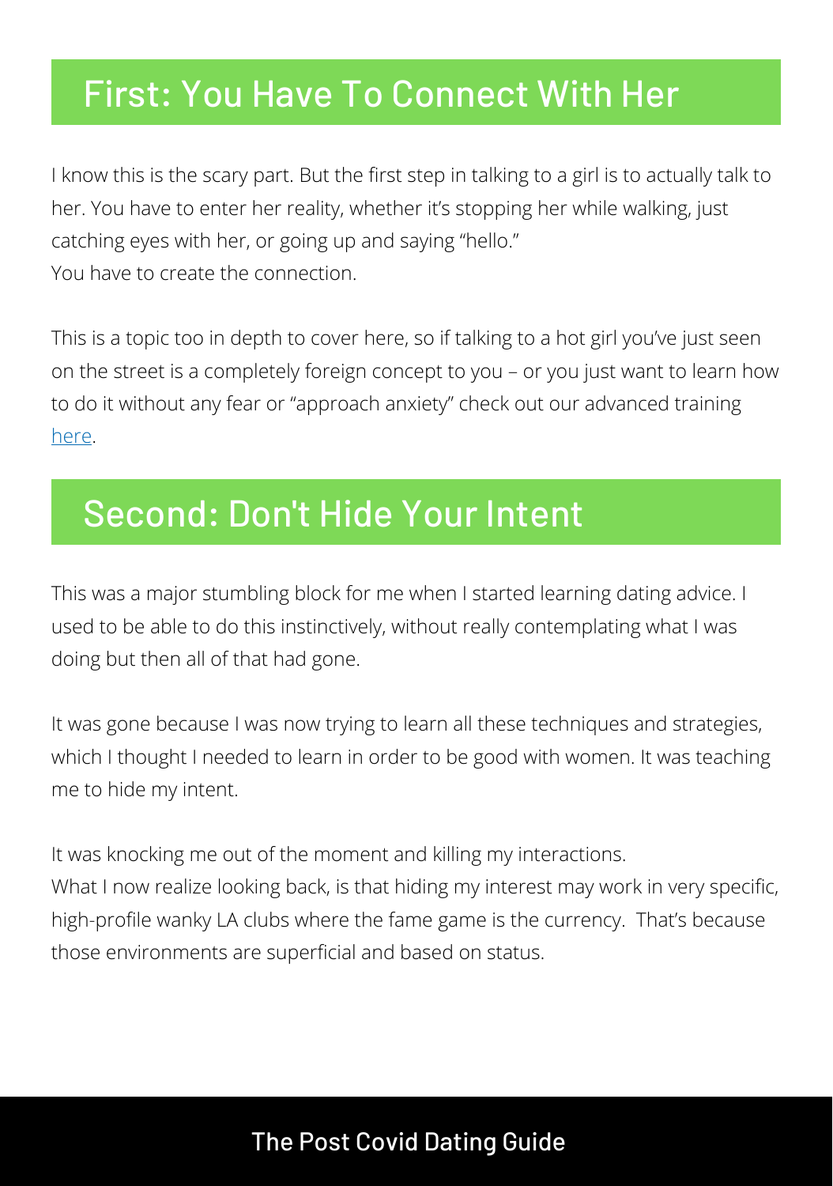## First: You Have To Connect With Her

I know this is the scary part. But the first step in talking to a girl is to actually talk to her. You have to enter her reality, whether it's stopping her while walking, just catching eyes with her, or going up and saying "hello."
You have to create the connection.

This is a topic too in depth to cover here, so if talking to a hot girl you've just seen on the street is a completely foreign concept to you – or you just want to learn how to do it without any fear or "approach anxiety" check out our advanced training here.

## Second: Don't Hide Your Intent

This was a major stumbling block for me when I started learning dating advice. I used to be able to do this instinctively, without really contemplating what I was doing but then all of that had gone.

It was gone because I was now trying to learn all these techniques and strategies, which I thought I needed to learn in order to be good with women. It was teaching me to hide my intent.

It was knocking me out of the moment and killing my interactions.
What I now realize looking back, is that hiding my interest may work in very specific, high-profile wanky LA clubs where the fame game is the currency. That's because those environments are superficial and based on status.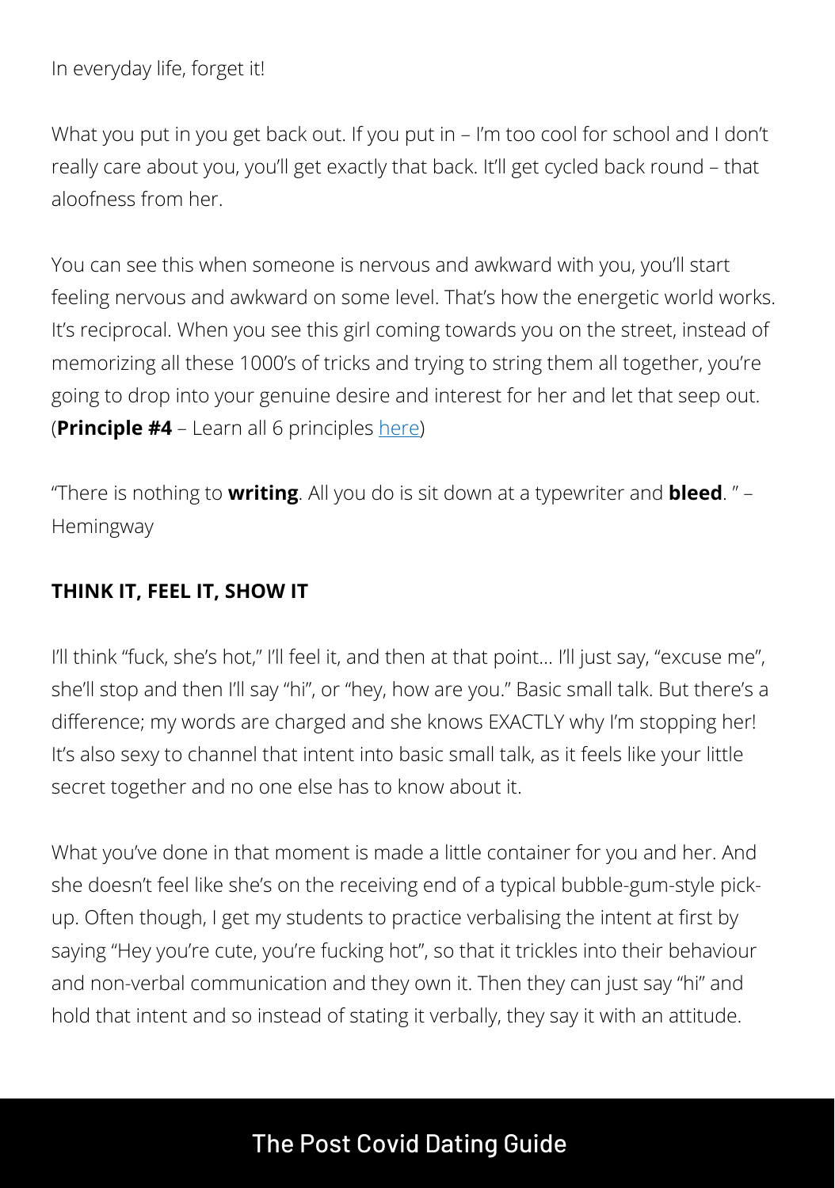In everyday life, forget it!

What you put in you get back out. If you put in – I'm too cool for school and I don't really care about you, you'll get exactly that back. It'll get cycled back round – that aloofness from her.

You can see this when someone is nervous and awkward with you, you'll start feeling nervous and awkward on some level. That's how the energetic world works. It's reciprocal. When you see this girl coming towards you on the street, instead of memorizing all these 1000's of tricks and trying to string them all together, you're going to drop into your genuine desire and interest for her and let that seep out. (**Principle #4** – Learn all 6 principles [here](here))

"There is nothing to **writing**. All you do is sit down at a typewriter and **bleed**. " – Hemingway

### THINK IT, FEEL IT, SHOW IT

I'll think "fuck, she's hot," I'll feel it, and then at that point… I'll just say, "excuse me", she'll stop and then I'll say "hi", or "hey, how are you." Basic small talk. But there's a difference; my words are charged and she knows EXACTLY why I'm stopping her! It's also sexy to channel that intent into basic small talk, as it feels like your little secret together and no one else has to know about it.

What you've done in that moment is made a little container for you and her. And she doesn't feel like she's on the receiving end of a typical bubble-gum-style pick-up. Often though, I get my students to practice verbalising the intent at first by saying "Hey you're cute, you're fucking hot", so that it trickles into their behaviour and non-verbal communication and they own it. Then they can just say "hi" and hold that intent and so instead of stating it verbally, they say it with an attitude.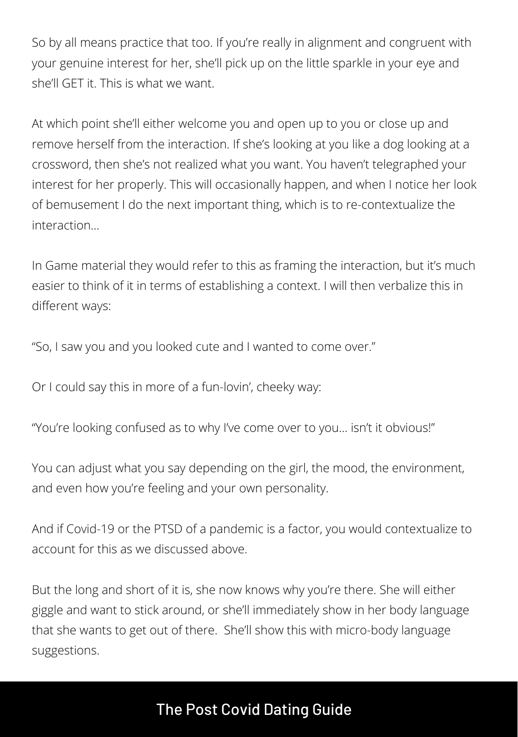So by all means practice that too. If you're really in alignment and congruent with your genuine interest for her, she'll pick up on the little sparkle in your eye and she'll GET it. This is what we want.

At which point she'll either welcome you and open up to you or close up and remove herself from the interaction. If she's looking at you like a dog looking at a crossword, then she's not realized what you want. You haven't telegraphed your interest for her properly. This will occasionally happen, and when I notice her look of bemusement I do the next important thing, which is to re-contextualize the interaction…

In Game material they would refer to this as framing the interaction, but it's much easier to think of it in terms of establishing a context. I will then verbalize this in different ways:

"So, I saw you and you looked cute and I wanted to come over."

Or I could say this in more of a fun-lovin', cheeky way:

"You're looking confused as to why I've come over to you… isn't it obvious!"

You can adjust what you say depending on the girl, the mood, the environment, and even how you're feeling and your own personality.

And if Covid-19 or the PTSD of a pandemic is a factor, you would contextualize to account for this as we discussed above.

But the long and short of it is, she now knows why you're there. She will either giggle and want to stick around, or she'll immediately show in her body language that she wants to get out of there. She'll show this with micro-body language suggestions.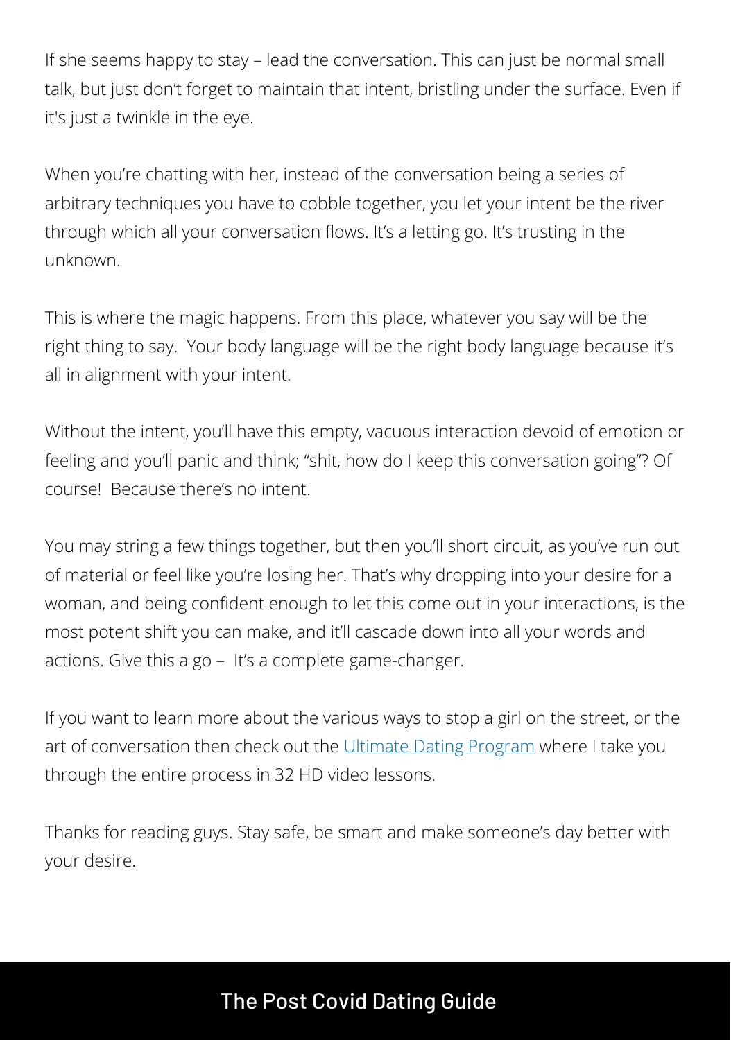If she seems happy to stay – lead the conversation. This can just be normal small talk, but just don't forget to maintain that intent, bristling under the surface. Even if it's just a twinkle in the eye.

When you're chatting with her, instead of the conversation being a series of arbitrary techniques you have to cobble together, you let your intent be the river through which all your conversation flows. It's a letting go. It's trusting in the unknown.

This is where the magic happens. From this place, whatever you say will be the right thing to say. Your body language will be the right body language because it's all in alignment with your intent.

Without the intent, you'll have this empty, vacuous interaction devoid of emotion or feeling and you'll panic and think; "shit, how do I keep this conversation going"? Of course! Because there's no intent.

You may string a few things together, but then you'll short circuit, as you've run out of material or feel like you're losing her. That's why dropping into your desire for a woman, and being confident enough to let this come out in your interactions, is the most potent shift you can make, and it'll cascade down into all your words and actions. Give this a go – It's a complete game-changer.

If you want to learn more about the various ways to stop a girl on the street, or the art of conversation then check out the Ultimate Dating Program where I take you through the entire process in 32 HD video lessons.

Thanks for reading guys. Stay safe, be smart and make someone's day better with your desire.